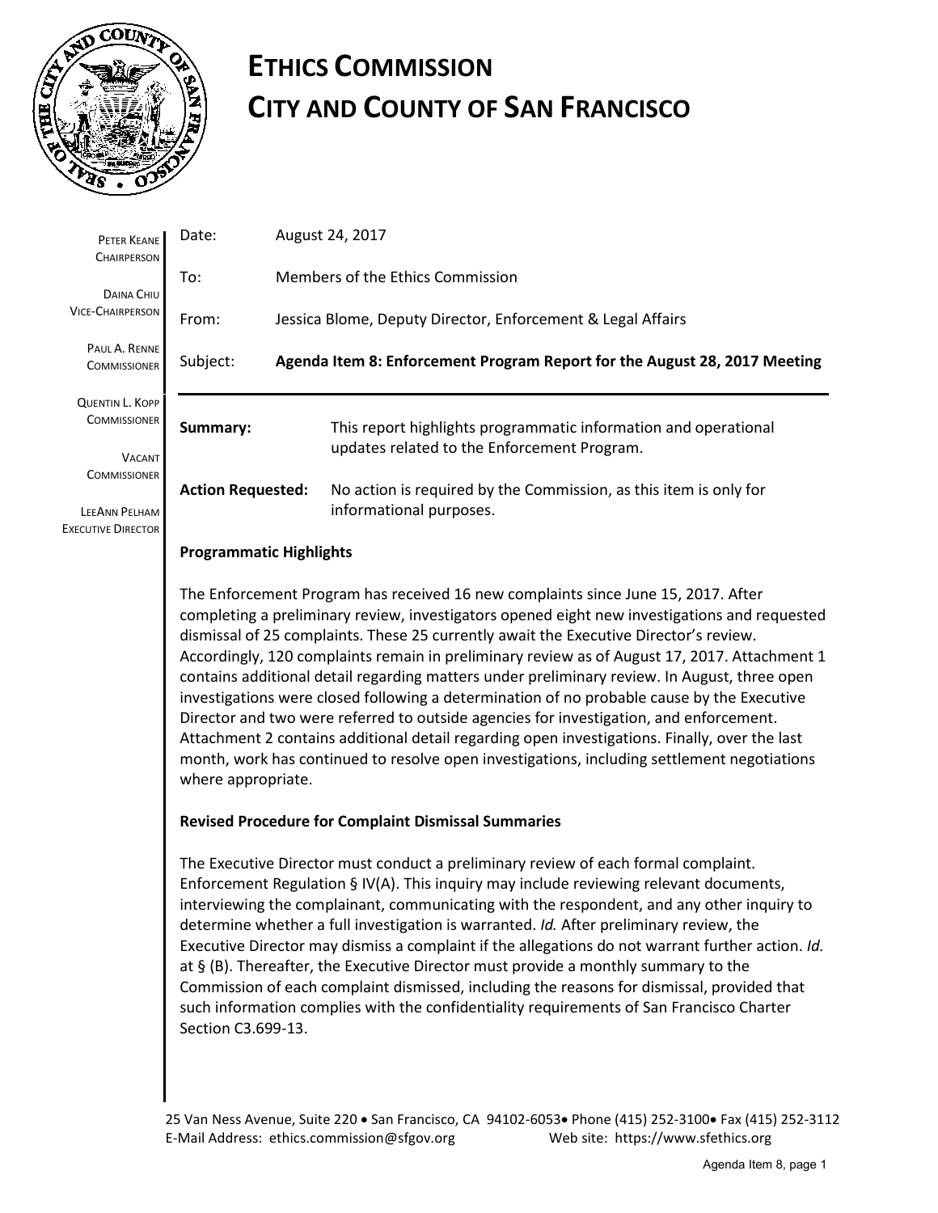# ETHICS COMMISSION
# CITY AND COUNTY OF SAN FRANCISCO

PETER KEANE
CHAIRPERSON

DAINA CHIU
VICE-CHAIRPERSON

PAUL A. RENNE
COMMISSIONER

QUENTIN L. KOPP
COMMISSIONER

VACANT
COMMISSIONER

LEEANN PELHAM
EXECUTIVE DIRECTOR

| | |
|---|---|
| Date: | August 24, 2017 |
| To: | Members of the Ethics Commission |
| From: | Jessica Blome, Deputy Director, Enforcement & Legal Affairs |
| Subject: | **Agenda Item 8: Enforcement Program Report for the August 28, 2017 Meeting** |

| | |
|---|---|
| **Summary:** | This report highlights programmatic information and operational updates related to the Enforcement Program. |
| **Action Requested:** | No action is required by the Commission, as this item is only for informational purposes. |

**Programmatic Highlights**

The Enforcement Program has received 16 new complaints since June 15, 2017. After completing a preliminary review, investigators opened eight new investigations and requested dismissal of 25 complaints. These 25 currently await the Executive Director's review. Accordingly, 120 complaints remain in preliminary review as of August 17, 2017. Attachment 1 contains additional detail regarding matters under preliminary review. In August, three open investigations were closed following a determination of no probable cause by the Executive Director and two were referred to outside agencies for investigation, and enforcement. Attachment 2 contains additional detail regarding open investigations. Finally, over the last month, work has continued to resolve open investigations, including settlement negotiations where appropriate.

**Revised Procedure for Complaint Dismissal Summaries**

The Executive Director must conduct a preliminary review of each formal complaint. Enforcement Regulation § IV(A). This inquiry may include reviewing relevant documents, interviewing the complainant, communicating with the respondent, and any other inquiry to determine whether a full investigation is warranted. *Id.* After preliminary review, the Executive Director may dismiss a complaint if the allegations do not warrant further action. *Id.* at § (B). Thereafter, the Executive Director must provide a monthly summary to the Commission of each complaint dismissed, including the reasons for dismissal, provided that such information complies with the confidentiality requirements of San Francisco Charter Section C3.699-13.

25 Van Ness Avenue, Suite 220 • San Francisco, CA 94102-6053 • Phone (415) 252-3100 • Fax (415) 252-3112
E-Mail Address: ethics.commission@sfgov.org Web site: https://www.sfethics.org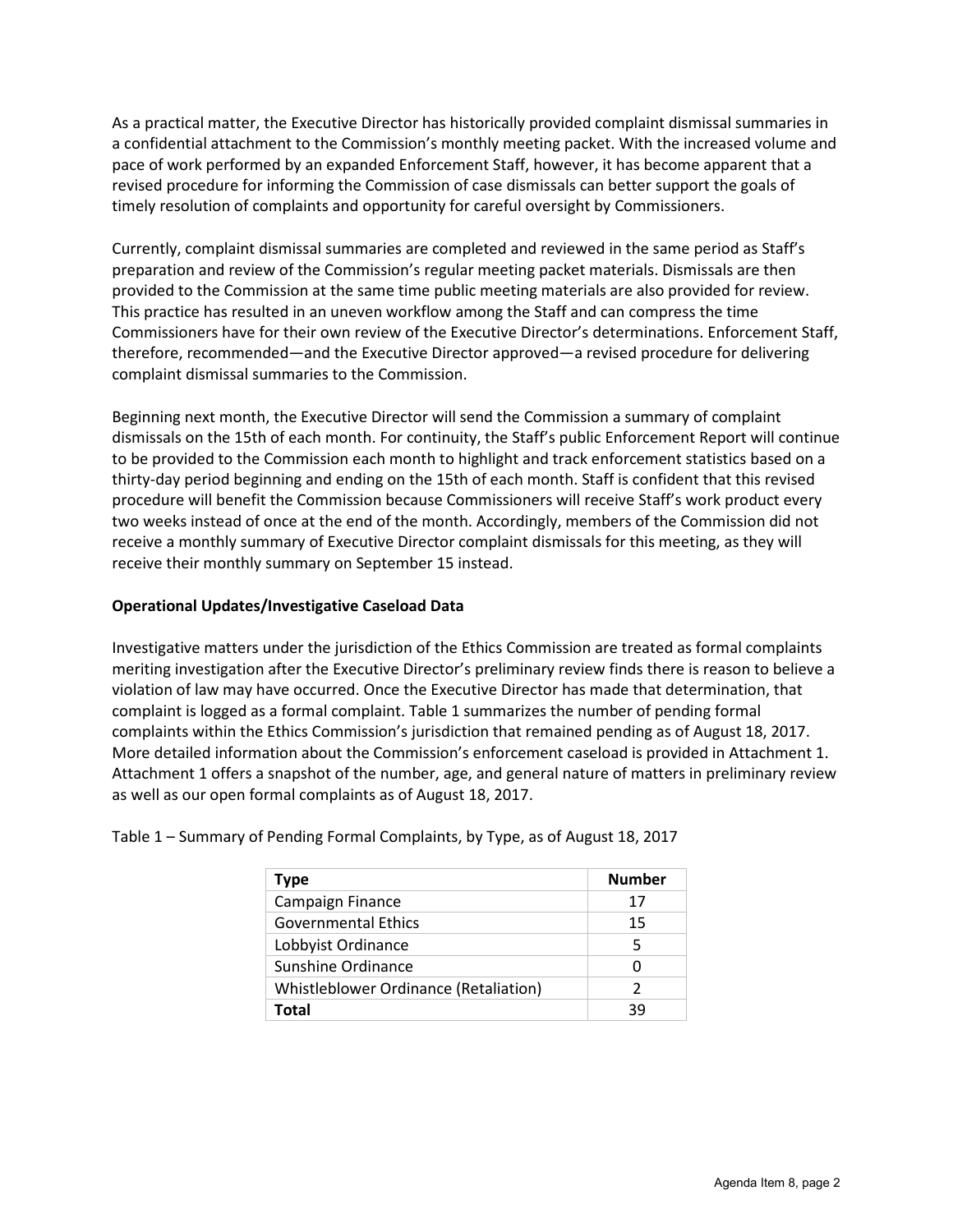As a practical matter, the Executive Director has historically provided complaint dismissal summaries in a confidential attachment to the Commission's monthly meeting packet. With the increased volume and pace of work performed by an expanded Enforcement Staff, however, it has become apparent that a revised procedure for informing the Commission of case dismissals can better support the goals of timely resolution of complaints and opportunity for careful oversight by Commissioners.

Currently, complaint dismissal summaries are completed and reviewed in the same period as Staff's preparation and review of the Commission's regular meeting packet materials. Dismissals are then provided to the Commission at the same time public meeting materials are also provided for review. This practice has resulted in an uneven workflow among the Staff and can compress the time Commissioners have for their own review of the Executive Director's determinations. Enforcement Staff, therefore, recommended—and the Executive Director approved—a revised procedure for delivering complaint dismissal summaries to the Commission.

Beginning next month, the Executive Director will send the Commission a summary of complaint dismissals on the 15th of each month. For continuity, the Staff's public Enforcement Report will continue to be provided to the Commission each month to highlight and track enforcement statistics based on a thirty-day period beginning and ending on the 15th of each month. Staff is confident that this revised procedure will benefit the Commission because Commissioners will receive Staff's work product every two weeks instead of once at the end of the month. Accordingly, members of the Commission did not receive a monthly summary of Executive Director complaint dismissals for this meeting, as they will receive their monthly summary on September 15 instead.

**Operational Updates/Investigative Caseload Data**

Investigative matters under the jurisdiction of the Ethics Commission are treated as formal complaints meriting investigation after the Executive Director's preliminary review finds there is reason to believe a violation of law may have occurred. Once the Executive Director has made that determination, that complaint is logged as a formal complaint. Table 1 summarizes the number of pending formal complaints within the Ethics Commission's jurisdiction that remained pending as of August 18, 2017. More detailed information about the Commission's enforcement caseload is provided in Attachment 1. Attachment 1 offers a snapshot of the number, age, and general nature of matters in preliminary review as well as our open formal complaints as of August 18, 2017.

Table 1 – Summary of Pending Formal Complaints, by Type, as of August 18, 2017

| Type | Number |
|---|---|
| Campaign Finance | 17 |
| Governmental Ethics | 15 |
| Lobbyist Ordinance | 5 |
| Sunshine Ordinance | 0 |
| Whistleblower Ordinance (Retaliation) | 2 |
| **Total** | 39 |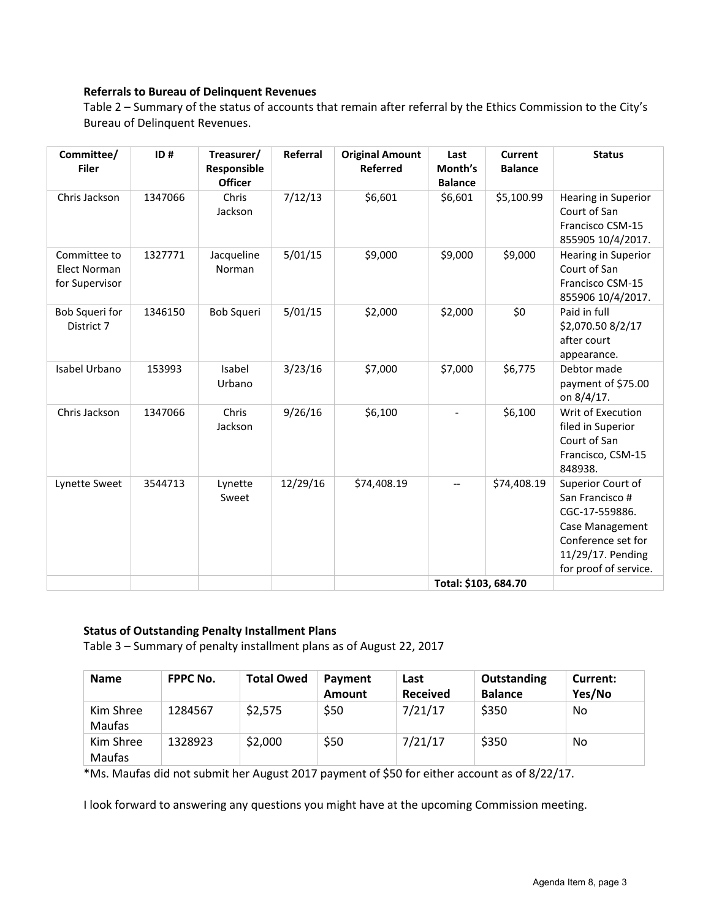**Referrals to Bureau of Delinquent Revenues**

Table 2 – Summary of the status of accounts that remain after referral by the Ethics Commission to the City's Bureau of Delinquent Revenues.

| Committee/ Filer | ID # | Treasurer/ Responsible Officer | Referral | Original Amount Referred | Last Month's Balance | Current Balance | Status |
|---|---|---|---|---|---|---|---|
| Chris Jackson | 1347066 | Chris Jackson | 7/12/13 | $6,601 | $6,601 | $5,100.99 | Hearing in Superior Court of San Francisco CSM-15 855905 10/4/2017. |
| Committee to Elect Norman for Supervisor | 1327771 | Jacqueline Norman | 5/01/15 | $9,000 | $9,000 | $9,000 | Hearing in Superior Court of San Francisco CSM-15 855906 10/4/2017. |
| Bob Squeri for District 7 | 1346150 | Bob Squeri | 5/01/15 | $2,000 | $2,000 | $0 | Paid in full $2,070.50 8/2/17 after court appearance. |
| Isabel Urbano | 153993 | Isabel Urbano | 3/23/16 | $7,000 | $7,000 | $6,775 | Debtor made payment of $75.00 on 8/4/17. |
| Chris Jackson | 1347066 | Chris Jackson | 9/26/16 | $6,100 | - | $6,100 | Writ of Execution filed in Superior Court of San Francisco, CSM-15 848938. |
| Lynette Sweet | 3544713 | Lynette Sweet | 12/29/16 | $74,408.19 | -- | $74,408.19 | Superior Court of San Francisco # CGC-17-559886. Case Management Conference set for 11/29/17. Pending for proof of service. |
| | | | | | Total: $103, 684.70 | | |

**Status of Outstanding Penalty Installment Plans**

Table 3 – Summary of penalty installment plans as of August 22, 2017

| Name | FPPC No. | Total Owed | Payment Amount | Last Received | Outstanding Balance | Current: Yes/No |
|---|---|---|---|---|---|---|
| Kim Shree Maufas | 1284567 | $2,575 | $50 | 7/21/17 | $350 | No |
| Kim Shree Maufas | 1328923 | $2,000 | $50 | 7/21/17 | $350 | No |

*Ms. Maufas did not submit her August 2017 payment of $50 for either account as of 8/22/17.

I look forward to answering any questions you might have at the upcoming Commission meeting.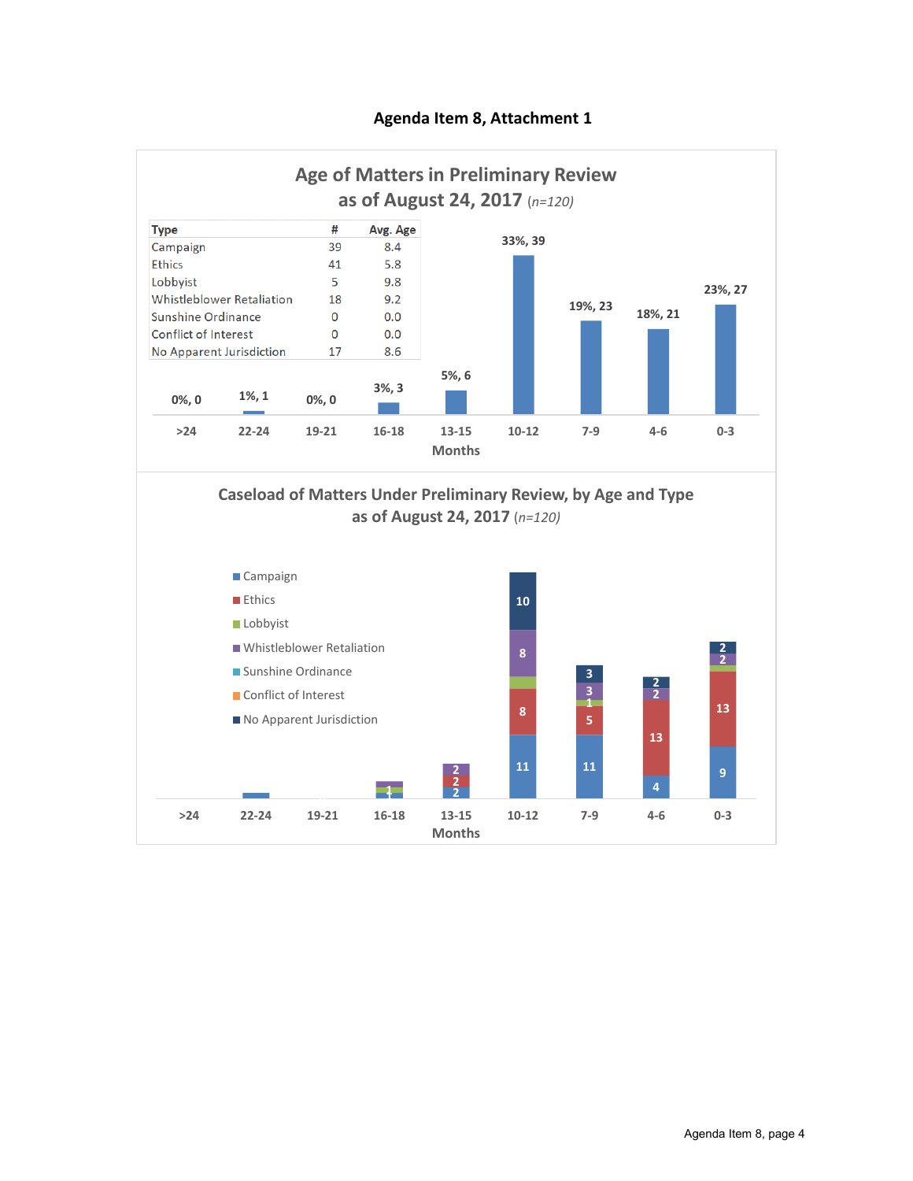# Agenda Item 8, Attachment 1

## Age of Matters in Preliminary Review as of August 24, 2017 *(n=120)*

| Type | # | Avg. Age |
|---|---|---|
| Campaign | 39 | 8.4 |
| Ethics | 41 | 5.8 |
| Lobbyist | 5 | 9.8 |
| Whistleblower Retaliation | 18 | 9.2 |
| Sunshine Ordinance | 0 | 0.0 |
| Conflict of Interest | 0 | 0.0 |
| No Apparent Jurisdiction | 17 | 8.6 |

| Months | >24 | 22-24 | 19-21 | 16-18 | 13-15 | 10-12 | 7-9 | 4-6 | 0-3 |
|---|---|---|---|---|---|---|---|---|---|
| % , # | 0%, 0 | 1%, 1 | 0%, 0 | 3%, 3 | 5%, 6 | 33%, 39 | 19%, 23 | 18%, 21 | 23%, 27 |

## Caseload of Matters Under Preliminary Review, by Age and Type as of August 24, 2017 *(n=120)*

Legend: Campaign, Ethics, Lobbyist, Whistleblower Retaliation, Sunshine Ordinance, Conflict of Interest, No Apparent Jurisdiction

| Months | Campaign | Ethics | Lobbyist | Whistleblower Retaliation | No Apparent Jurisdiction |
|---|---|---|---|---|---|
| >24 | | | | | |
| 22-24 | | | | | |
| 19-21 | | | | | |
| 16-18 | | | 1 | | |
| 13-15 | 2 | 2 | | 2 | |
| 10-12 | 11 | 8 | | 8 | 10 |
| 7-9 | 11 | 5 | 1 | 3 | 3 |
| 4-6 | 4 | 13 | | 2 | 2 |
| 0-3 | 9 | 13 | | 2 | 2 |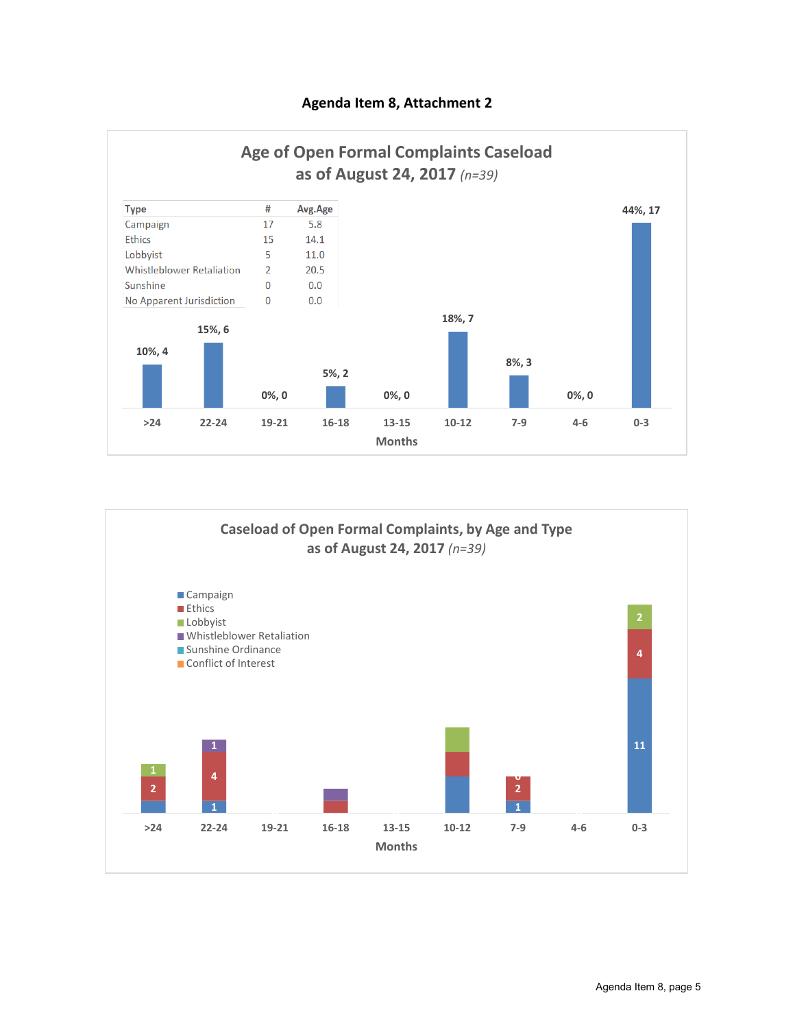**Agenda Item 8, Attachment 2**

Age of Open Formal Complaints Caseload
as of August 24, 2017 *(n=39)*

| Type | # | Avg.Age |
|---|---|---|
| Campaign | 17 | 5.8 |
| Ethics | 15 | 14.1 |
| Lobbyist | 5 | 11.0 |
| Whistleblower Retaliation | 2 | 20.5 |
| Sunshine | 0 | 0.0 |
| No Apparent Jurisdiction | 0 | 0.0 |

10%, 4
15%, 6
0%, 0
5%, 2
0%, 0
18%, 7
8%, 3
0%, 0
44%, 17

>24 22-24 19-21 16-18 13-15 10-12 7-9 4-6 0-3

Months

Caseload of Open Formal Complaints, by Age and Type
as of August 24, 2017 *(n=39)*

Campaign
Ethics
Lobbyist
Whistleblower Retaliation
Sunshine Ordinance
Conflict of Interest

1
2
1
4
1
2
1
2
4
11

>24 22-24 19-21 16-18 13-15 10-12 7-9 4-6 0-3

Months